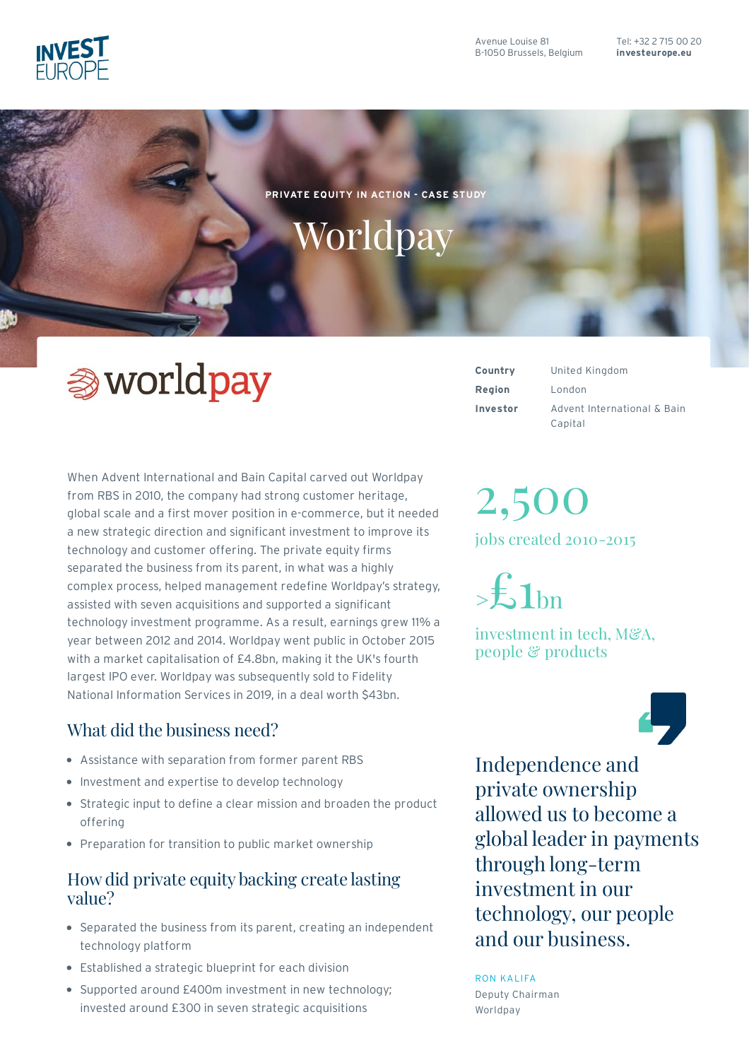Avenue Louise 81
B-1050 Brussels, Belgium

Tel: +32 2 715 00 20
**investeurope.eu**

PRIVATE EQUITY IN ACTION - CASE STUDY

# Worldpay

| | |
|---|---|
| **Country** | United Kingdom |
| **Region** | London |
| **Investor** | Advent International & Bain Capital |

When Advent International and Bain Capital carved out Worldpay from RBS in 2010, the company had strong customer heritage, global scale and a first mover position in e-commerce, but it needed a new strategic direction and significant investment to improve its technology and customer offering. The private equity firms separated the business from its parent, in what was a highly complex process, helped management redefine Worldpay's strategy, assisted with seven acquisitions and supported a significant technology investment programme. As a result, earnings grew 11% a year between 2012 and 2014. Worldpay went public in October 2015 with a market capitalisation of £4.8bn, making it the UK's fourth largest IPO ever. Worldpay was subsequently sold to Fidelity National Information Services in 2019, in a deal worth $43bn.

**2,500**
jobs created 2010-2015

**>£1bn**
investment in tech, M&A, people & products

## What did the business need?

- Assistance with separation from former parent RBS
- Investment and expertise to develop technology
- Strategic input to define a clear mission and broaden the product offering
- Preparation for transition to public market ownership

## How did private equity backing create lasting value?

- Separated the business from its parent, creating an independent technology platform
- Established a strategic blueprint for each division
- Supported around £400m investment in new technology; invested around £300 in seven strategic acquisitions

> Independence and private ownership allowed us to become a global leader in payments through long-term investment in our technology, our people and our business.

RON KALIFA
Deputy Chairman
Worldpay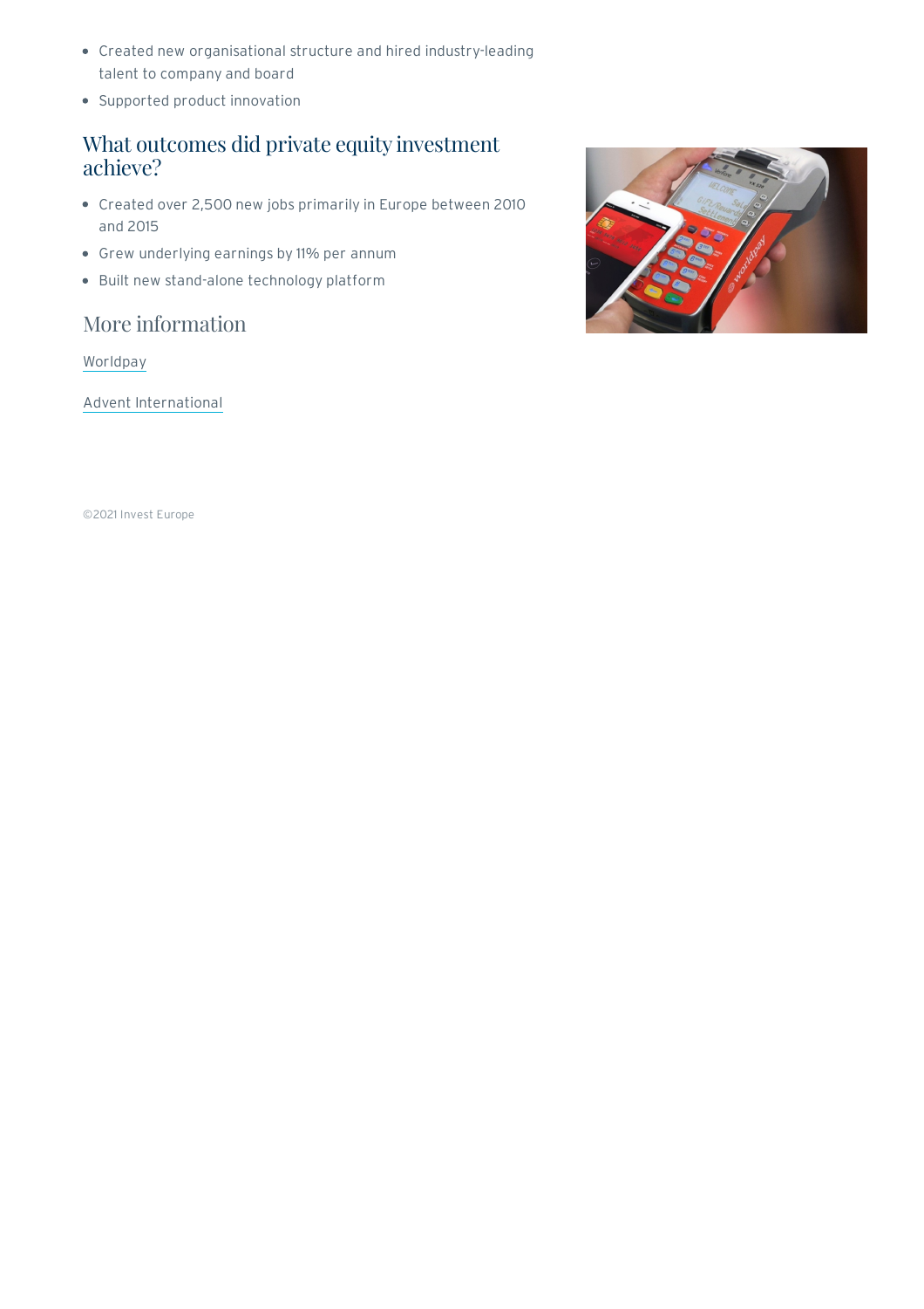- Created new organisational structure and hired industry-leading talent to company and board
- Supported product innovation

## What outcomes did private equity investment achieve?

- Created over 2,500 new jobs primarily in Europe between 2010 and 2015
- Grew underlying earnings by 11% per annum
- Built new stand-alone technology platform

## More information

Worldpay

Advent International

©2021 Invest Europe